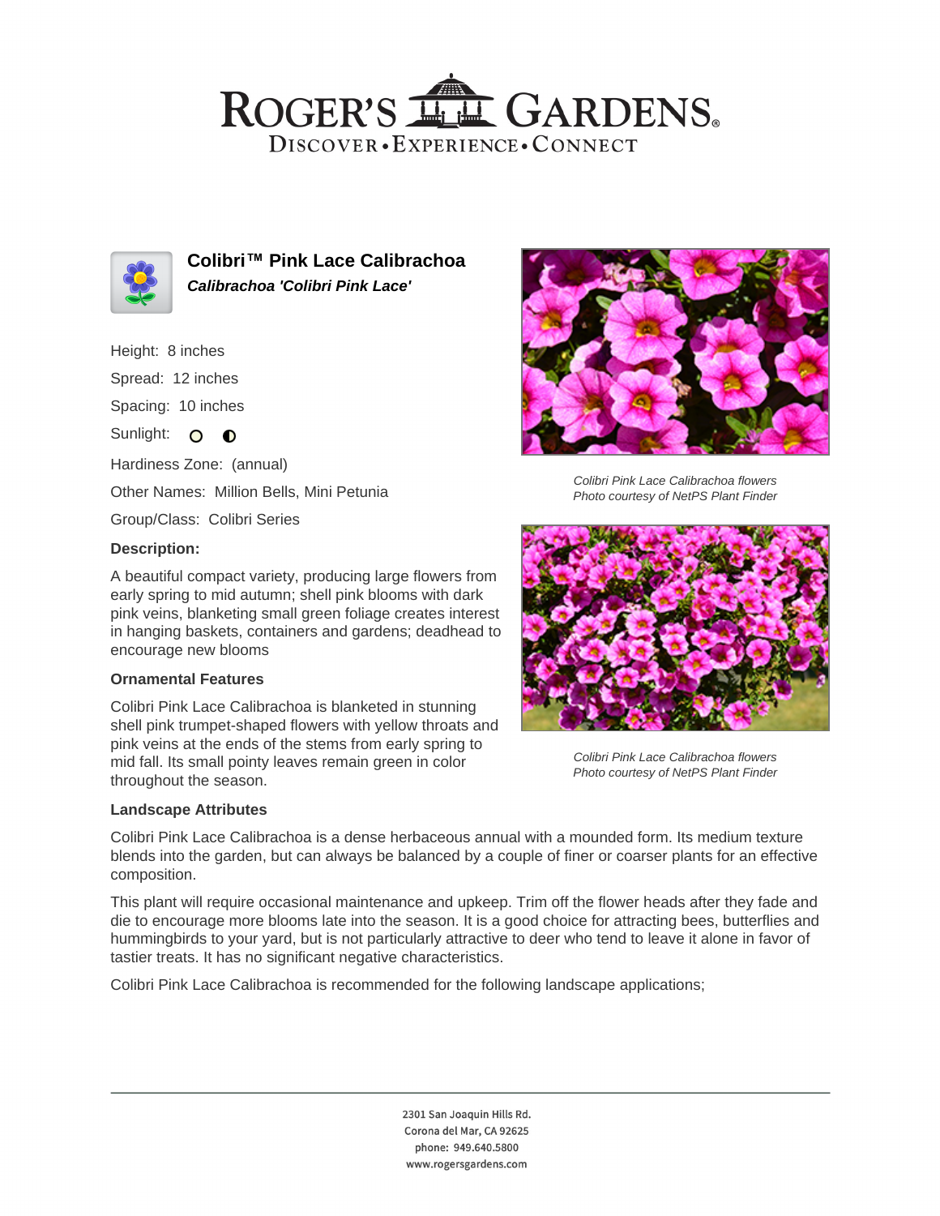# Colibri™ Pink Lace Calibrachoa

***Calibrachoa 'Colibri Pink Lace'***

Height: 8 inches

Spread: 12 inches

Spacing: 10 inches

Sunlight: ○ ◐

Hardiness Zone: (annual)

Other Names: Million Bells, Mini Petunia

Group/Class: Colibri Series

### Description:

A beautiful compact variety, producing large flowers from early spring to mid autumn; shell pink blooms with dark pink veins, blanketing small green foliage creates interest in hanging baskets, containers and gardens; deadhead to encourage new blooms

### Ornamental Features

Colibri Pink Lace Calibrachoa is blanketed in stunning shell pink trumpet-shaped flowers with yellow throats and pink veins at the ends of the stems from early spring to mid fall. Its small pointy leaves remain green in color throughout the season.

*Colibri Pink Lace Calibrachoa flowers*
*Photo courtesy of NetPS Plant Finder*

*Colibri Pink Lace Calibrachoa flowers*
*Photo courtesy of NetPS Plant Finder*

### Landscape Attributes

Colibri Pink Lace Calibrachoa is a dense herbaceous annual with a mounded form. Its medium texture blends into the garden, but can always be balanced by a couple of finer or coarser plants for an effective composition.

This plant will require occasional maintenance and upkeep. Trim off the flower heads after they fade and die to encourage more blooms late into the season. It is a good choice for attracting bees, butterflies and hummingbirds to your yard, but is not particularly attractive to deer who tend to leave it alone in favor of tastier treats. It has no significant negative characteristics.

Colibri Pink Lace Calibrachoa is recommended for the following landscape applications;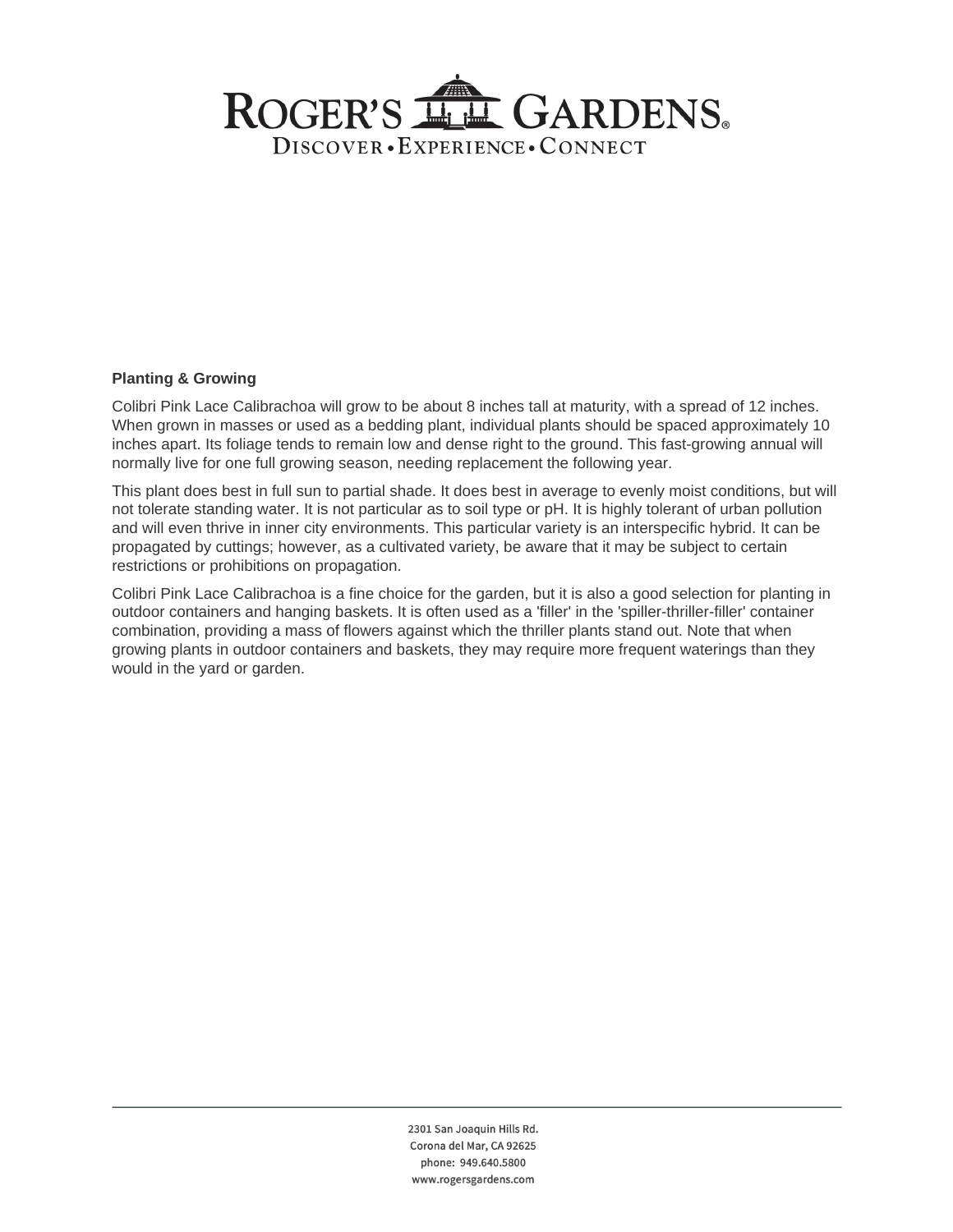**Planting & Growing**

Colibri Pink Lace Calibrachoa will grow to be about 8 inches tall at maturity, with a spread of 12 inches. When grown in masses or used as a bedding plant, individual plants should be spaced approximately 10 inches apart. Its foliage tends to remain low and dense right to the ground. This fast-growing annual will normally live for one full growing season, needing replacement the following year.

This plant does best in full sun to partial shade. It does best in average to evenly moist conditions, but will not tolerate standing water. It is not particular as to soil type or pH. It is highly tolerant of urban pollution and will even thrive in inner city environments. This particular variety is an interspecific hybrid. It can be propagated by cuttings; however, as a cultivated variety, be aware that it may be subject to certain restrictions or prohibitions on propagation.

Colibri Pink Lace Calibrachoa is a fine choice for the garden, but it is also a good selection for planting in outdoor containers and hanging baskets. It is often used as a 'filler' in the 'spiller-thriller-filler' container combination, providing a mass of flowers against which the thriller plants stand out. Note that when growing plants in outdoor containers and baskets, they may require more frequent waterings than they would in the yard or garden.